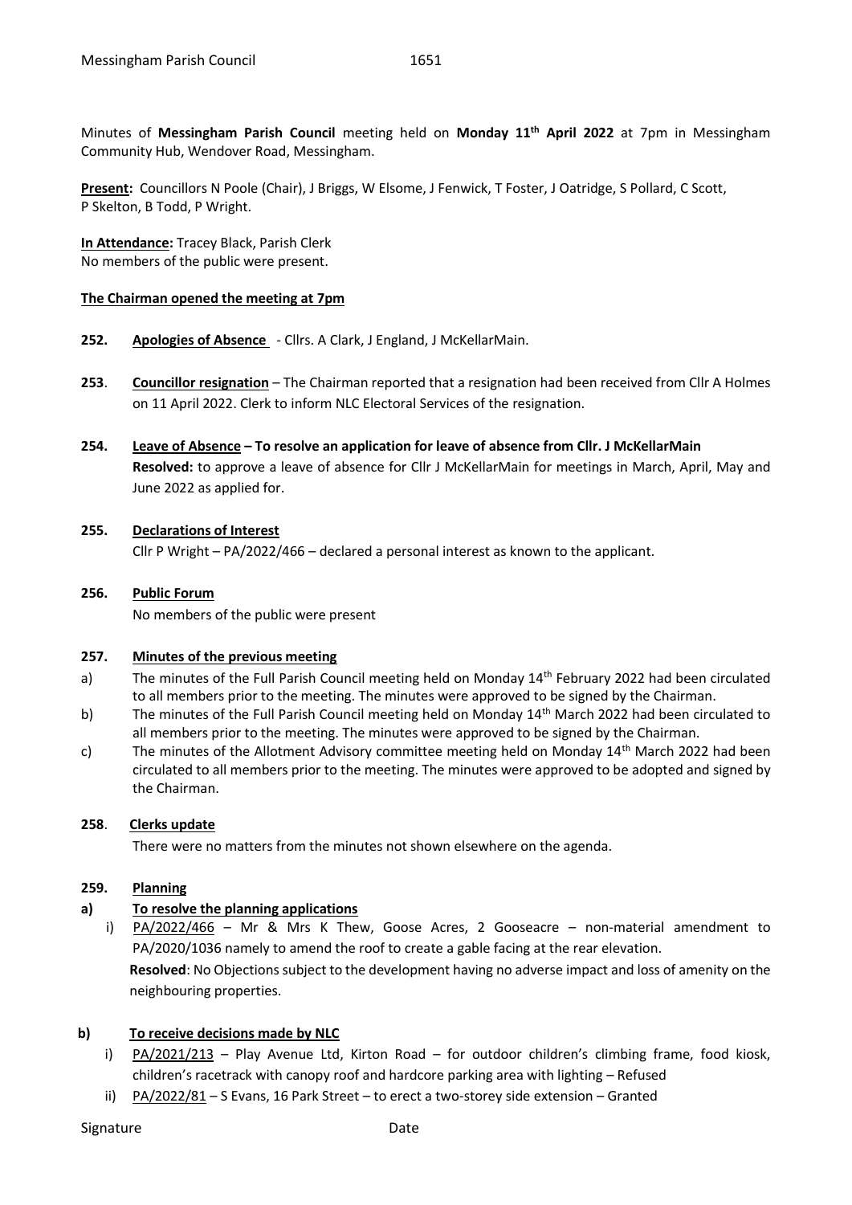Minutes of **Messingham Parish Council** meeting held on **Monday 11th April 2022** at 7pm in Messingham Community Hub, Wendover Road, Messingham.

**Present:** Councillors N Poole (Chair), J Briggs, W Elsome, J Fenwick, T Foster, J Oatridge, S Pollard, C Scott, P Skelton, B Todd, P Wright.

**In Attendance:** Tracey Black, Parish Clerk
No members of the public were present.

**The Chairman opened the meeting at 7pm**

**252. Apologies of Absence** - Cllrs. A Clark, J England, J McKellarMain.

**253. Councillor resignation** – The Chairman reported that a resignation had been received from Cllr A Holmes on 11 April 2022. Clerk to inform NLC Electoral Services of the resignation.

**254. Leave of Absence – To resolve an application for leave of absence from Cllr. J McKellarMain**
**Resolved:** to approve a leave of absence for Cllr J McKellarMain for meetings in March, April, May and June 2022 as applied for.

**255. Declarations of Interest**
Cllr P Wright – PA/2022/466 – declared a personal interest as known to the applicant.

**256. Public Forum**
No members of the public were present

**257. Minutes of the previous meeting**

a) The minutes of the Full Parish Council meeting held on Monday 14th February 2022 had been circulated to all members prior to the meeting. The minutes were approved to be signed by the Chairman.
b) The minutes of the Full Parish Council meeting held on Monday 14th March 2022 had been circulated to all members prior to the meeting. The minutes were approved to be signed by the Chairman.
c) The minutes of the Allotment Advisory committee meeting held on Monday 14th March 2022 had been circulated to all members prior to the meeting. The minutes were approved to be adopted and signed by the Chairman.

**258. Clerks update**
There were no matters from the minutes not shown elsewhere on the agenda.

**259. Planning**

**a) To resolve the planning applications**

i) PA/2022/466 – Mr & Mrs K Thew, Goose Acres, 2 Gooseacre – non-material amendment to PA/2020/1036 namely to amend the roof to create a gable facing at the rear elevation.
**Resolved**: No Objections subject to the development having no adverse impact and loss of amenity on the neighbouring properties.

**b) To receive decisions made by NLC**

i) PA/2021/213 – Play Avenue Ltd, Kirton Road – for outdoor children's climbing frame, food kiosk, children's racetrack with canopy roof and hardcore parking area with lighting – Refused
ii) PA/2022/81 – S Evans, 16 Park Street – to erect a two-storey side extension – Granted

Signature Date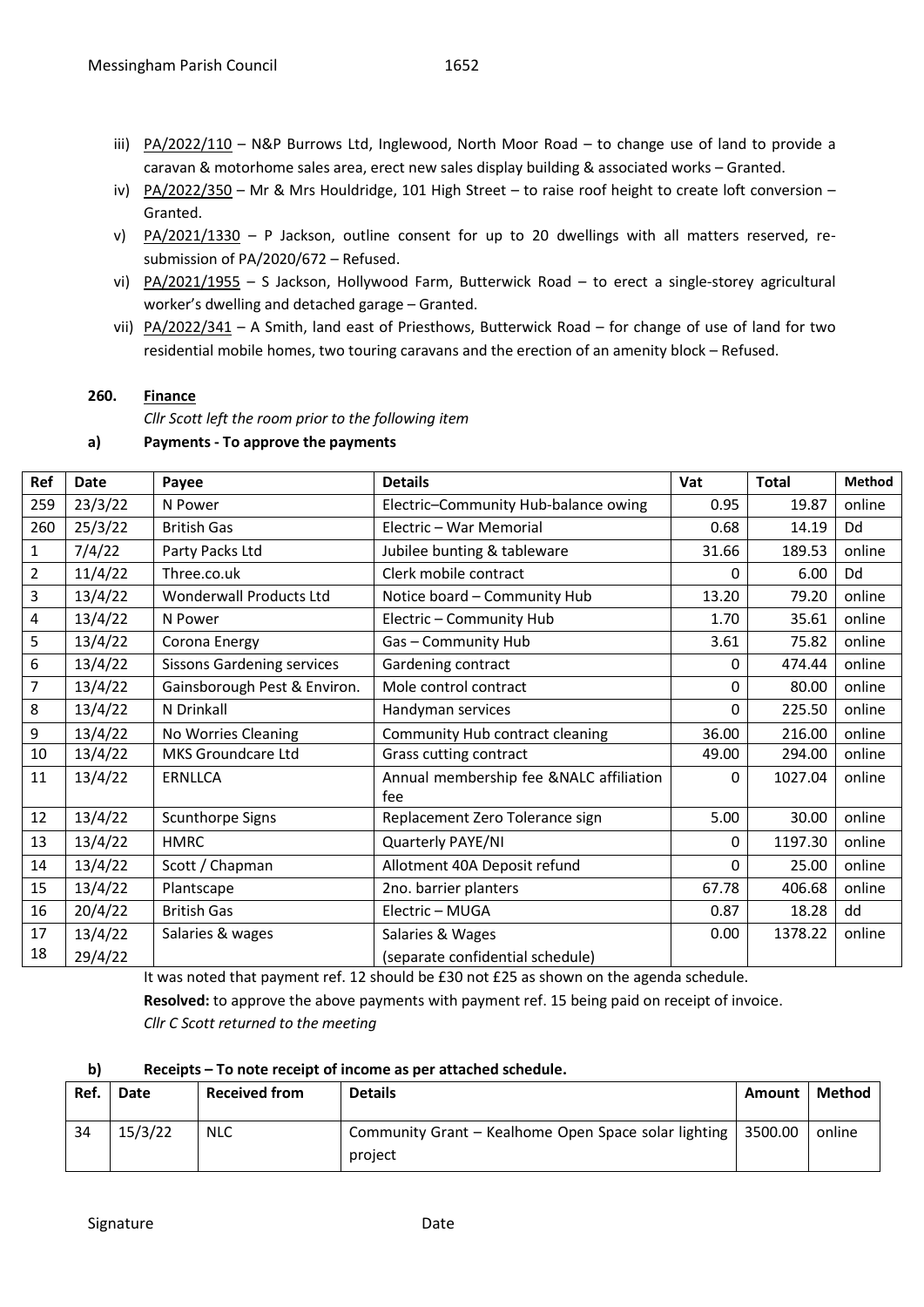iii) PA/2022/110 – N&P Burrows Ltd, Inglewood, North Moor Road – to change use of land to provide a caravan & motorhome sales area, erect new sales display building & associated works – Granted.

iv) PA/2022/350 – Mr & Mrs Houldridge, 101 High Street – to raise roof height to create loft conversion – Granted.

v) PA/2021/1330 – P Jackson, outline consent for up to 20 dwellings with all matters reserved, re-submission of PA/2020/672 – Refused.

vi) PA/2021/1955 – S Jackson, Hollywood Farm, Butterwick Road – to erect a single-storey agricultural worker's dwelling and detached garage – Granted.

vii) PA/2022/341 – A Smith, land east of Priesthows, Butterwick Road – for change of use of land for two residential mobile homes, two touring caravans and the erection of an amenity block – Refused.

**260. Finance**

*Cllr Scott left the room prior to the following item*

**a) Payments - To approve the payments**

| Ref | Date | Payee | Details | Vat | Total | Method |
|---|---|---|---|---|---|---|
| 259 | 23/3/22 | N Power | Electric–Community Hub-balance owing | 0.95 | 19.87 | online |
| 260 | 25/3/22 | British Gas | Electric – War Memorial | 0.68 | 14.19 | Dd |
| 1 | 7/4/22 | Party Packs Ltd | Jubilee bunting & tableware | 31.66 | 189.53 | online |
| 2 | 11/4/22 | Three.co.uk | Clerk mobile contract | 0 | 6.00 | Dd |
| 3 | 13/4/22 | Wonderwall Products Ltd | Notice board – Community Hub | 13.20 | 79.20 | online |
| 4 | 13/4/22 | N Power | Electric – Community Hub | 1.70 | 35.61 | online |
| 5 | 13/4/22 | Corona Energy | Gas – Community Hub | 3.61 | 75.82 | online |
| 6 | 13/4/22 | Sissons Gardening services | Gardening contract | 0 | 474.44 | online |
| 7 | 13/4/22 | Gainsborough Pest & Environ. | Mole control contract | 0 | 80.00 | online |
| 8 | 13/4/22 | N Drinkall | Handyman services | 0 | 225.50 | online |
| 9 | 13/4/22 | No Worries Cleaning | Community Hub contract cleaning | 36.00 | 216.00 | online |
| 10 | 13/4/22 | MKS Groundcare Ltd | Grass cutting contract | 49.00 | 294.00 | online |
| 11 | 13/4/22 | ERNLLCA | Annual membership fee &NALC affiliation fee | 0 | 1027.04 | online |
| 12 | 13/4/22 | Scunthorpe Signs | Replacement Zero Tolerance sign | 5.00 | 30.00 | online |
| 13 | 13/4/22 | HMRC | Quarterly PAYE/NI | 0 | 1197.30 | online |
| 14 | 13/4/22 | Scott / Chapman | Allotment 40A Deposit refund | 0 | 25.00 | online |
| 15 | 13/4/22 | Plantscape | 2no. barrier planters | 67.78 | 406.68 | online |
| 16 | 20/4/22 | British Gas | Electric – MUGA | 0.87 | 18.28 | dd |
| 17<br>18 | 13/4/22<br>29/4/22 | Salaries & wages | Salaries & Wages<br>(separate confidential schedule) | 0.00 | 1378.22 | online |

It was noted that payment ref. 12 should be £30 not £25 as shown on the agenda schedule.

**Resolved:** to approve the above payments with payment ref. 15 being paid on receipt of invoice.

*Cllr C Scott returned to the meeting*

**b) Receipts – To note receipt of income as per attached schedule.**

| Ref. | Date | Received from | Details | Amount | Method |
|---|---|---|---|---|---|
| 34 | 15/3/22 | NLC | Community Grant – Kealhome Open Space solar lighting project | 3500.00 | online |

Signature Date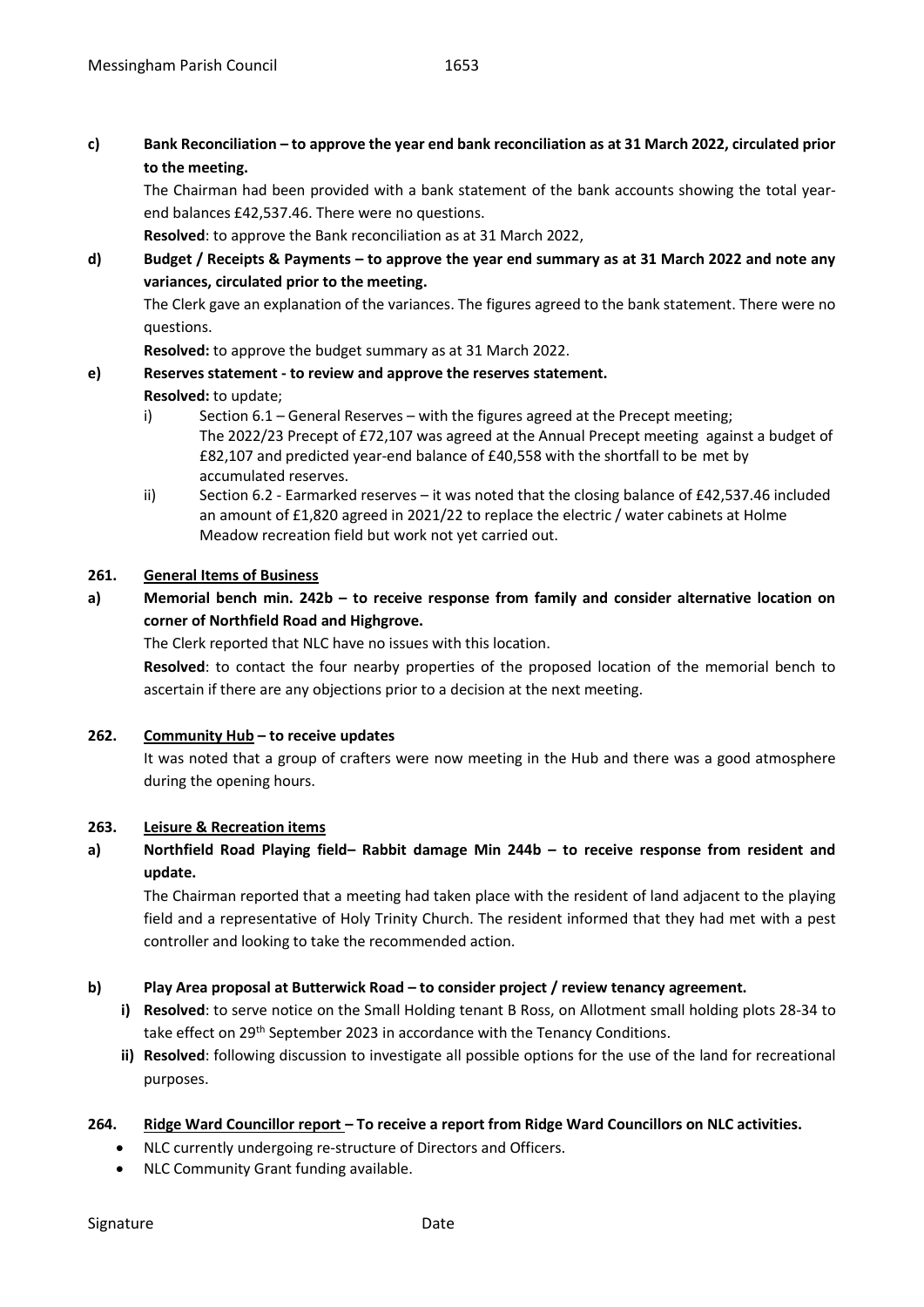**c) Bank Reconciliation – to approve the year end bank reconciliation as at 31 March 2022, circulated prior to the meeting.**

The Chairman had been provided with a bank statement of the bank accounts showing the total year-end balances £42,537.46. There were no questions.

**Resolved**: to approve the Bank reconciliation as at 31 March 2022,

**d) Budget / Receipts & Payments – to approve the year end summary as at 31 March 2022 and note any variances, circulated prior to the meeting.**

The Clerk gave an explanation of the variances. The figures agreed to the bank statement. There were no questions.

**Resolved:** to approve the budget summary as at 31 March 2022.

**e) Reserves statement - to review and approve the reserves statement.**

**Resolved:** to update;

i) Section 6.1 – General Reserves – with the figures agreed at the Precept meeting; The 2022/23 Precept of £72,107 was agreed at the Annual Precept meeting against a budget of £82,107 and predicted year-end balance of £40,558 with the shortfall to be met by accumulated reserves.

ii) Section 6.2 - Earmarked reserves – it was noted that the closing balance of £42,537.46 included an amount of £1,820 agreed in 2021/22 to replace the electric / water cabinets at Holme Meadow recreation field but work not yet carried out.

**261. General Items of Business**

**a) Memorial bench min. 242b – to receive response from family and consider alternative location on corner of Northfield Road and Highgrove.**

The Clerk reported that NLC have no issues with this location.

**Resolved**: to contact the four nearby properties of the proposed location of the memorial bench to ascertain if there are any objections prior to a decision at the next meeting.

**262. Community Hub – to receive updates**

It was noted that a group of crafters were now meeting in the Hub and there was a good atmosphere during the opening hours.

**263. Leisure & Recreation items**

**a) Northfield Road Playing field– Rabbit damage Min 244b – to receive response from resident and update.**

The Chairman reported that a meeting had taken place with the resident of land adjacent to the playing field and a representative of Holy Trinity Church. The resident informed that they had met with a pest controller and looking to take the recommended action.

**b) Play Area proposal at Butterwick Road – to consider project / review tenancy agreement.**

**i) Resolved**: to serve notice on the Small Holding tenant B Ross, on Allotment small holding plots 28-34 to take effect on 29th September 2023 in accordance with the Tenancy Conditions.

**ii) Resolved**: following discussion to investigate all possible options for the use of the land for recreational purposes.

**264. Ridge Ward Councillor report – To receive a report from Ridge Ward Councillors on NLC activities.**

- NLC currently undergoing re-structure of Directors and Officers.
- NLC Community Grant funding available.

Signature Date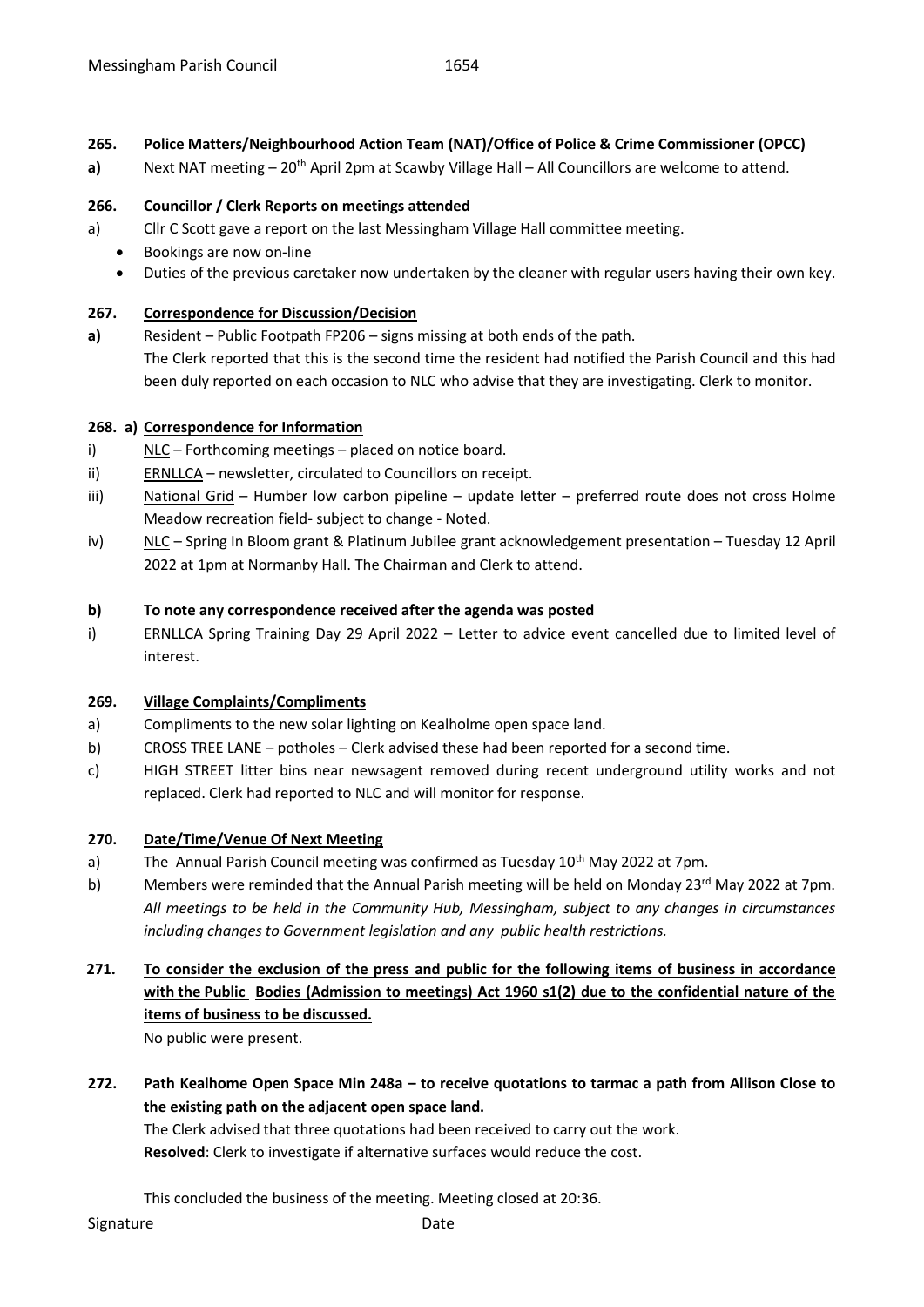**265. Police Matters/Neighbourhood Action Team (NAT)/Office of Police & Crime Commissioner (OPCC)**

**a)** Next NAT meeting – 20th April 2pm at Scawby Village Hall – All Councillors are welcome to attend.

**266. Councillor / Clerk Reports on meetings attended**

a) Cllr C Scott gave a report on the last Messingham Village Hall committee meeting.

- Bookings are now on-line
- Duties of the previous caretaker now undertaken by the cleaner with regular users having their own key.

**267. Correspondence for Discussion/Decision**

**a)** Resident – Public Footpath FP206 – signs missing at both ends of the path.
The Clerk reported that this is the second time the resident had notified the Parish Council and this had been duly reported on each occasion to NLC who advise that they are investigating. Clerk to monitor.

**268. a) Correspondence for Information**

i) NLC – Forthcoming meetings – placed on notice board.

ii) ERNLLCA – newsletter, circulated to Councillors on receipt.

iii) National Grid – Humber low carbon pipeline – update letter – preferred route does not cross Holme Meadow recreation field- subject to change - Noted.

iv) NLC – Spring In Bloom grant & Platinum Jubilee grant acknowledgement presentation – Tuesday 12 April 2022 at 1pm at Normanby Hall. The Chairman and Clerk to attend.

**b) To note any correspondence received after the agenda was posted**

i) ERNLLCA Spring Training Day 29 April 2022 – Letter to advice event cancelled due to limited level of interest.

**269. Village Complaints/Compliments**

a) Compliments to the new solar lighting on Kealholme open space land.

b) CROSS TREE LANE – potholes – Clerk advised these had been reported for a second time.

c) HIGH STREET litter bins near newsagent removed during recent underground utility works and not replaced. Clerk had reported to NLC and will monitor for response.

**270. Date/Time/Venue Of Next Meeting**

a) The Annual Parish Council meeting was confirmed as Tuesday 10th May 2022 at 7pm.

b) Members were reminded that the Annual Parish meeting will be held on Monday 23rd May 2022 at 7pm.
*All meetings to be held in the Community Hub, Messingham, subject to any changes in circumstances including changes to Government legislation and any public health restrictions.*

**271. To consider the exclusion of the press and public for the following items of business in accordance with the Public Bodies (Admission to meetings) Act 1960 s1(2) due to the confidential nature of the items of business to be discussed.**

No public were present.

**272. Path Kealhome Open Space Min 248a – to receive quotations to tarmac a path from Allison Close to the existing path on the adjacent open space land.**

The Clerk advised that three quotations had been received to carry out the work.
**Resolved**: Clerk to investigate if alternative surfaces would reduce the cost.

This concluded the business of the meeting. Meeting closed at 20:36.

Signature Date